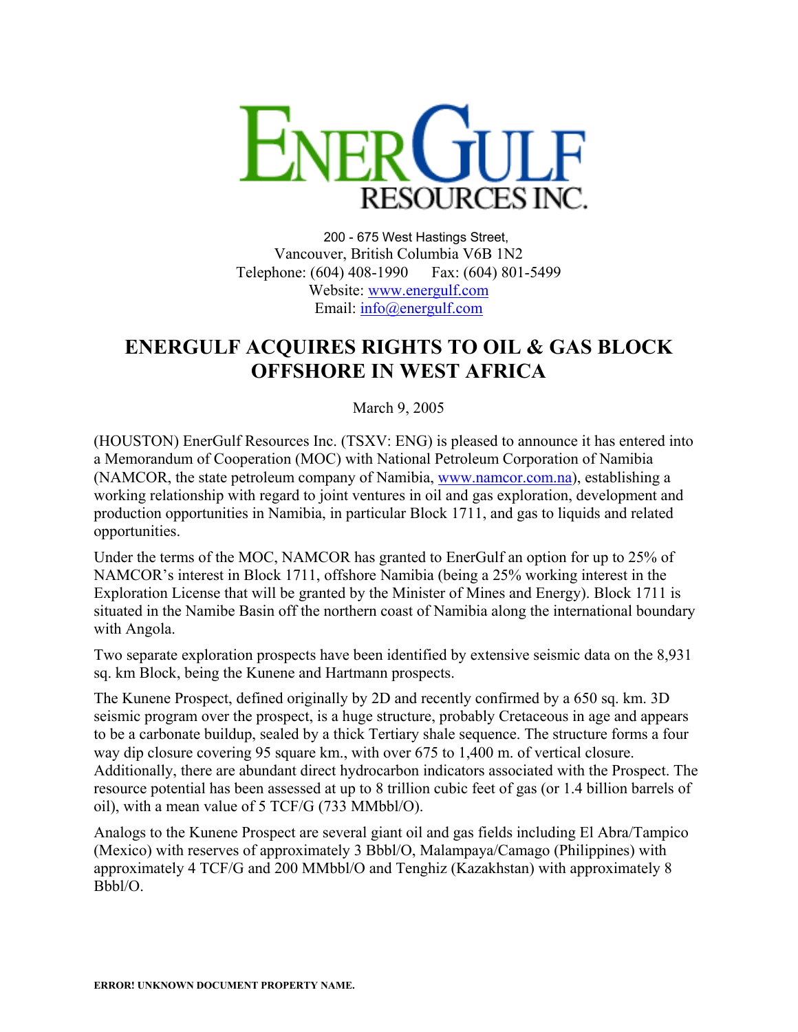# ENERGULF RESOURCES INC.

200 - 675 West Hastings Street,
Vancouver, British Columbia V6B 1N2
Telephone: (604) 408-1990     Fax: (604) 801-5499
Website: www.energulf.com
Email: info@energulf.com

## ENERGULF ACQUIRES RIGHTS TO OIL & GAS BLOCK OFFSHORE IN WEST AFRICA

March 9, 2005

(HOUSTON) EnerGulf Resources Inc. (TSXV: ENG) is pleased to announce it has entered into a Memorandum of Cooperation (MOC) with National Petroleum Corporation of Namibia (NAMCOR, the state petroleum company of Namibia, www.namcor.com.na), establishing a working relationship with regard to joint ventures in oil and gas exploration, development and production opportunities in Namibia, in particular Block 1711, and gas to liquids and related opportunities.

Under the terms of the MOC, NAMCOR has granted to EnerGulf an option for up to 25% of NAMCOR's interest in Block 1711, offshore Namibia (being a 25% working interest in the Exploration License that will be granted by the Minister of Mines and Energy). Block 1711 is situated in the Namibe Basin off the northern coast of Namibia along the international boundary with Angola.

Two separate exploration prospects have been identified by extensive seismic data on the 8,931 sq. km Block, being the Kunene and Hartmann prospects.

The Kunene Prospect, defined originally by 2D and recently confirmed by a 650 sq. km. 3D seismic program over the prospect, is a huge structure, probably Cretaceous in age and appears to be a carbonate buildup, sealed by a thick Tertiary shale sequence. The structure forms a four way dip closure covering 95 square km., with over 675 to 1,400 m. of vertical closure. Additionally, there are abundant direct hydrocarbon indicators associated with the Prospect. The resource potential has been assessed at up to 8 trillion cubic feet of gas (or 1.4 billion barrels of oil), with a mean value of 5 TCF/G (733 MMbbl/O).

Analogs to the Kunene Prospect are several giant oil and gas fields including El Abra/Tampico (Mexico) with reserves of approximately 3 Bbbl/O, Malampaya/Camago (Philippines) with approximately 4 TCF/G and 200 MMbbl/O and Tenghiz (Kazakhstan) with approximately 8 Bbbl/O.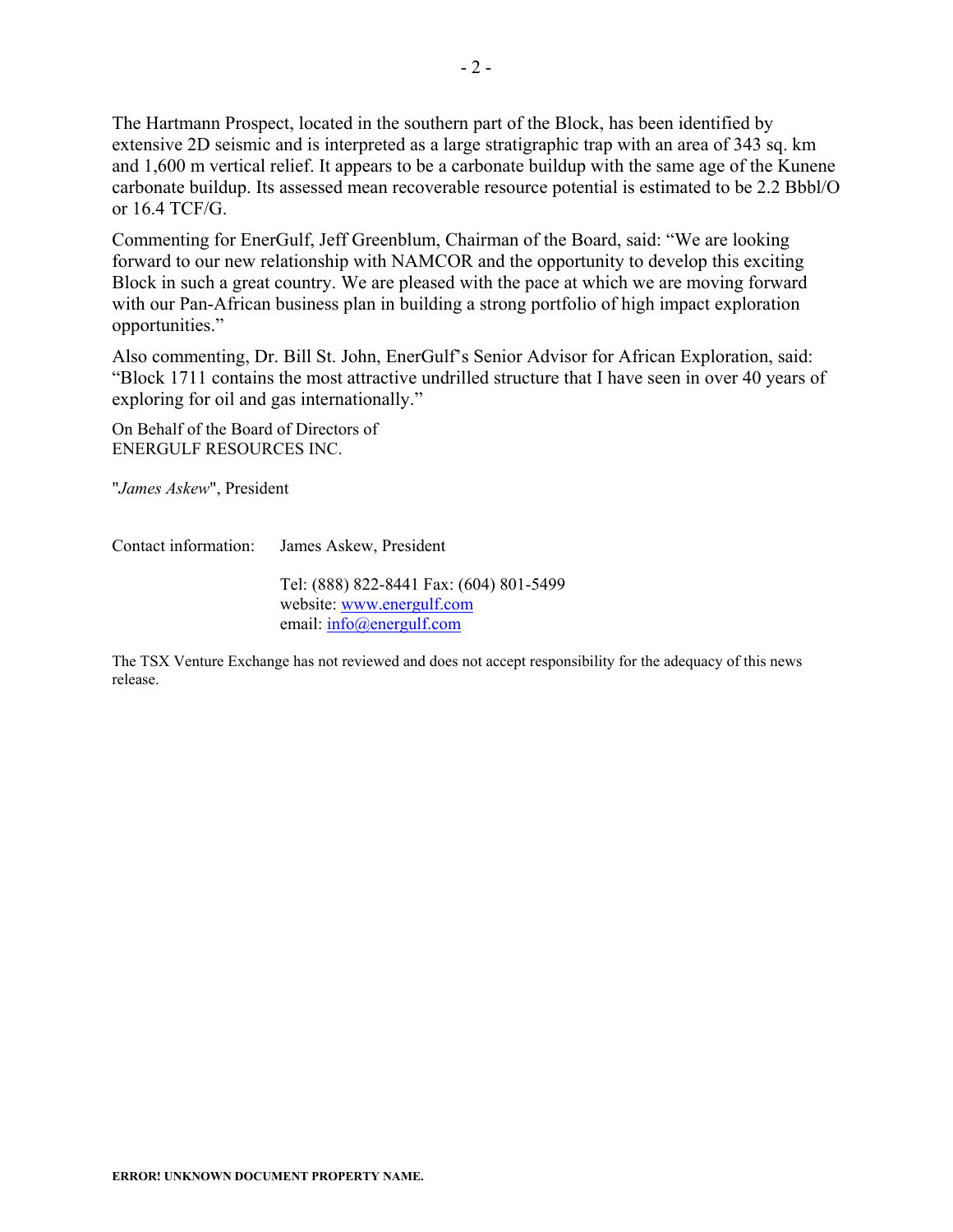The Hartmann Prospect, located in the southern part of the Block, has been identified by extensive 2D seismic and is interpreted as a large stratigraphic trap with an area of 343 sq. km and 1,600 m vertical relief. It appears to be a carbonate buildup with the same age of the Kunene carbonate buildup. Its assessed mean recoverable resource potential is estimated to be 2.2 Bbbl/O or 16.4 TCF/G.

Commenting for EnerGulf, Jeff Greenblum, Chairman of the Board, said: "We are looking forward to our new relationship with NAMCOR and the opportunity to develop this exciting Block in such a great country. We are pleased with the pace at which we are moving forward with our Pan-African business plan in building a strong portfolio of high impact exploration opportunities."

Also commenting, Dr. Bill St. John, EnerGulf's Senior Advisor for African Exploration, said: "Block 1711 contains the most attractive undrilled structure that I have seen in over 40 years of exploring for oil and gas internationally."

On Behalf of the Board of Directors of
ENERGULF RESOURCES INC.

"*James Askew*", President

Contact information: James Askew, President

Tel: (888) 822-8441 Fax: (604) 801-5499
website: www.energulf.com
email: info@energulf.com

The TSX Venture Exchange has not reviewed and does not accept responsibility for the adequacy of this news release.

**ERROR! UNKNOWN DOCUMENT PROPERTY NAME.**